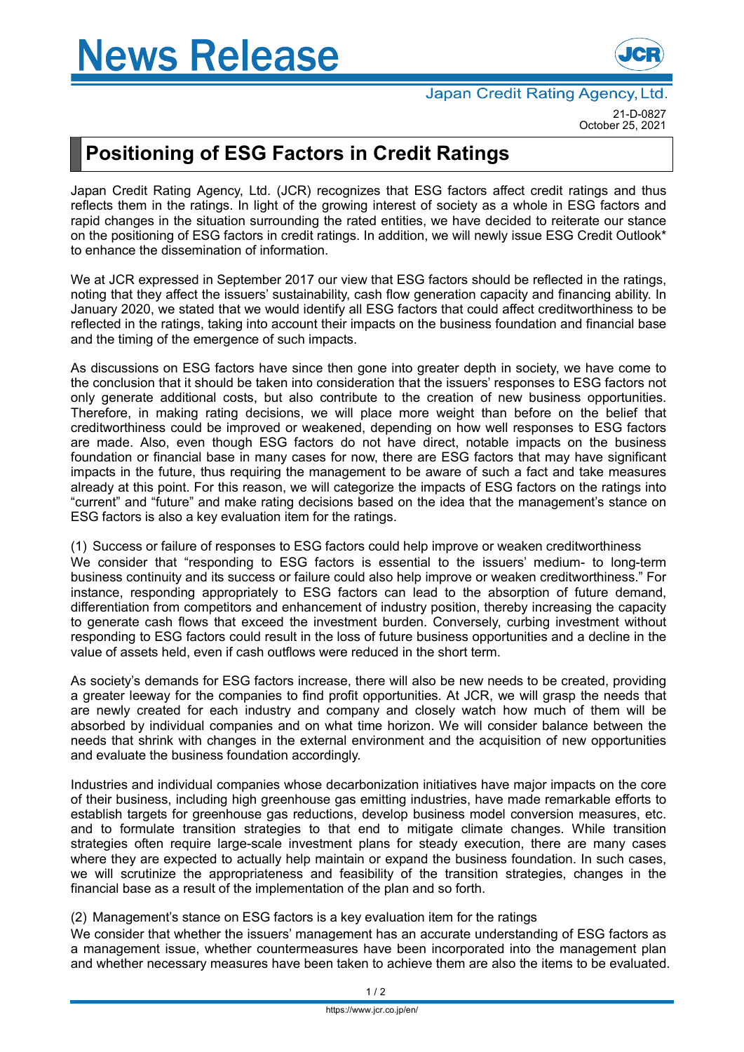# News Release

Japan Credit Rating Agency, Ltd.

21-D-0827
October 25, 2021

## Positioning of ESG Factors in Credit Ratings

Japan Credit Rating Agency, Ltd. (JCR) recognizes that ESG factors affect credit ratings and thus reflects them in the ratings. In light of the growing interest of society as a whole in ESG factors and rapid changes in the situation surrounding the rated entities, we have decided to reiterate our stance on the positioning of ESG factors in credit ratings. In addition, we will newly issue ESG Credit Outlook* to enhance the dissemination of information.

We at JCR expressed in September 2017 our view that ESG factors should be reflected in the ratings, noting that they affect the issuers' sustainability, cash flow generation capacity and financing ability. In January 2020, we stated that we would identify all ESG factors that could affect creditworthiness to be reflected in the ratings, taking into account their impacts on the business foundation and financial base and the timing of the emergence of such impacts.

As discussions on ESG factors have since then gone into greater depth in society, we have come to the conclusion that it should be taken into consideration that the issuers' responses to ESG factors not only generate additional costs, but also contribute to the creation of new business opportunities. Therefore, in making rating decisions, we will place more weight than before on the belief that creditworthiness could be improved or weakened, depending on how well responses to ESG factors are made. Also, even though ESG factors do not have direct, notable impacts on the business foundation or financial base in many cases for now, there are ESG factors that may have significant impacts in the future, thus requiring the management to be aware of such a fact and take measures already at this point. For this reason, we will categorize the impacts of ESG factors on the ratings into "current" and "future" and make rating decisions based on the idea that the management's stance on ESG factors is also a key evaluation item for the ratings.

(1) Success or failure of responses to ESG factors could help improve or weaken creditworthiness

We consider that "responding to ESG factors is essential to the issuers' medium- to long-term business continuity and its success or failure could also help improve or weaken creditworthiness." For instance, responding appropriately to ESG factors can lead to the absorption of future demand, differentiation from competitors and enhancement of industry position, thereby increasing the capacity to generate cash flows that exceed the investment burden. Conversely, curbing investment without responding to ESG factors could result in the loss of future business opportunities and a decline in the value of assets held, even if cash outflows were reduced in the short term.

As society's demands for ESG factors increase, there will also be new needs to be created, providing a greater leeway for the companies to find profit opportunities. At JCR, we will grasp the needs that are newly created for each industry and company and closely watch how much of them will be absorbed by individual companies and on what time horizon. We will consider balance between the needs that shrink with changes in the external environment and the acquisition of new opportunities and evaluate the business foundation accordingly.

Industries and individual companies whose decarbonization initiatives have major impacts on the core of their business, including high greenhouse gas emitting industries, have made remarkable efforts to establish targets for greenhouse gas reductions, develop business model conversion measures, etc. and to formulate transition strategies to that end to mitigate climate changes. While transition strategies often require large-scale investment plans for steady execution, there are many cases where they are expected to actually help maintain or expand the business foundation. In such cases, we will scrutinize the appropriateness and feasibility of the transition strategies, changes in the financial base as a result of the implementation of the plan and so forth.

(2) Management's stance on ESG factors is a key evaluation item for the ratings

We consider that whether the issuers' management has an accurate understanding of ESG factors as a management issue, whether countermeasures have been incorporated into the management plan and whether necessary measures have been taken to achieve them are also the items to be evaluated.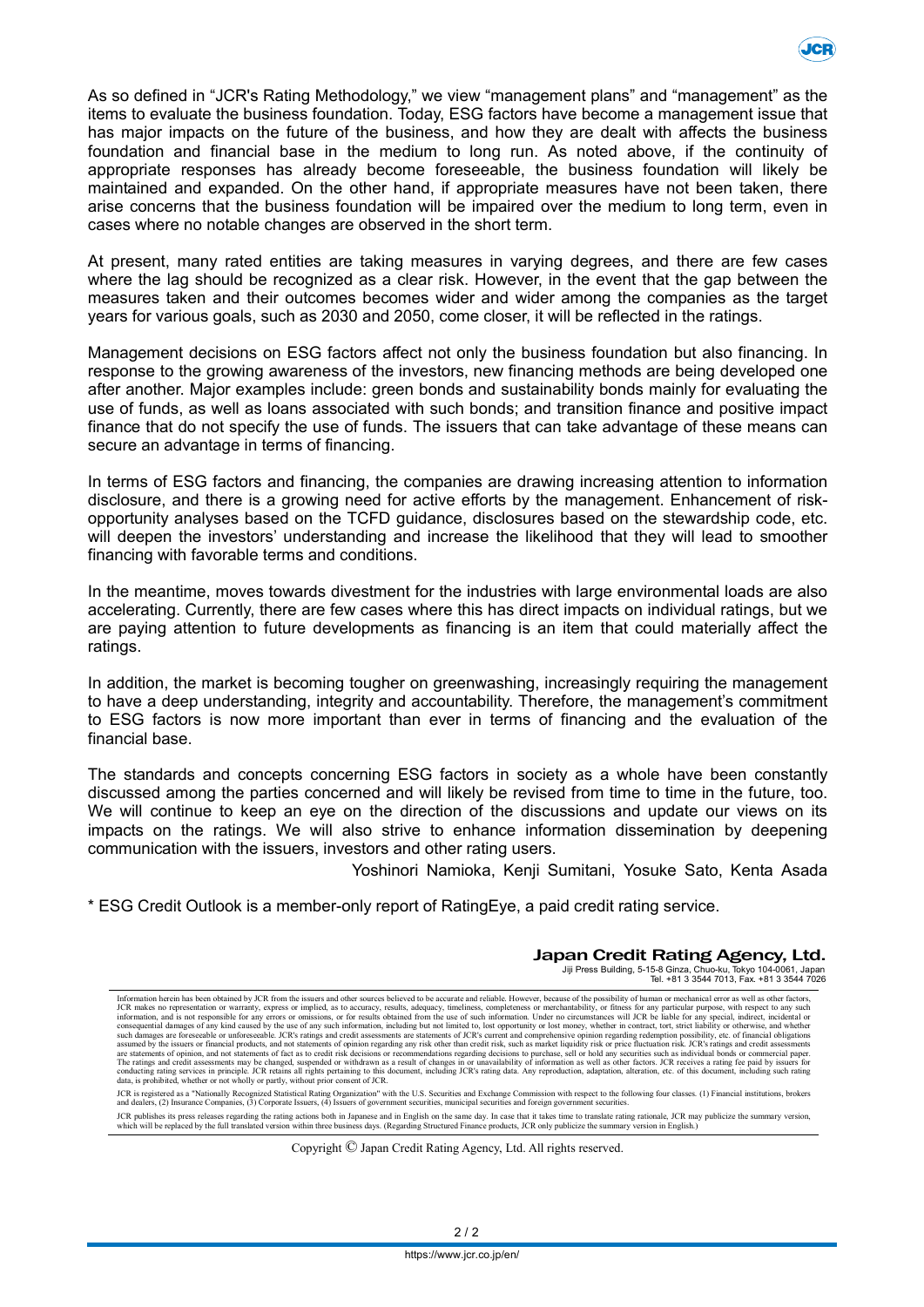As so defined in "JCR's Rating Methodology," we view "management plans" and "management" as the items to evaluate the business foundation. Today, ESG factors have become a management issue that has major impacts on the future of the business, and how they are dealt with affects the business foundation and financial base in the medium to long run. As noted above, if the continuity of appropriate responses has already become foreseeable, the business foundation will likely be maintained and expanded. On the other hand, if appropriate measures have not been taken, there arise concerns that the business foundation will be impaired over the medium to long term, even in cases where no notable changes are observed in the short term.

At present, many rated entities are taking measures in varying degrees, and there are few cases where the lag should be recognized as a clear risk. However, in the event that the gap between the measures taken and their outcomes becomes wider and wider among the companies as the target years for various goals, such as 2030 and 2050, come closer, it will be reflected in the ratings.

Management decisions on ESG factors affect not only the business foundation but also financing. In response to the growing awareness of the investors, new financing methods are being developed one after another. Major examples include: green bonds and sustainability bonds mainly for evaluating the use of funds, as well as loans associated with such bonds; and transition finance and positive impact finance that do not specify the use of funds. The issuers that can take advantage of these means can secure an advantage in terms of financing.

In terms of ESG factors and financing, the companies are drawing increasing attention to information disclosure, and there is a growing need for active efforts by the management. Enhancement of risk-opportunity analyses based on the TCFD guidance, disclosures based on the stewardship code, etc. will deepen the investors' understanding and increase the likelihood that they will lead to smoother financing with favorable terms and conditions.

In the meantime, moves towards divestment for the industries with large environmental loads are also accelerating. Currently, there are few cases where this has direct impacts on individual ratings, but we are paying attention to future developments as financing is an item that could materially affect the ratings.

In addition, the market is becoming tougher on greenwashing, increasingly requiring the management to have a deep understanding, integrity and accountability. Therefore, the management's commitment to ESG factors is now more important than ever in terms of financing and the evaluation of the financial base.

The standards and concepts concerning ESG factors in society as a whole have been constantly discussed among the parties concerned and will likely be revised from time to time in the future, too. We will continue to keep an eye on the direction of the discussions and update our views on its impacts on the ratings. We will also strive to enhance information dissemination by deepening communication with the issuers, investors and other rating users.

Yoshinori Namioka, Kenji Sumitani, Yosuke Sato, Kenta Asada

* ESG Credit Outlook is a member-only report of RatingEye, a paid credit rating service.

**Japan Credit Rating Agency, Ltd.**
Jiji Press Building, 5-15-8 Ginza, Chuo-ku, Tokyo 104-0061, Japan
Tel. +81 3 3544 7013, Fax. +81 3 3544 7026

Information herein has been obtained by JCR from the issuers and other sources believed to be accurate and reliable. However, because of the possibility of human or mechanical error as well as other factors, JCR makes no representation or warranty, express or implied, as to accuracy, results, adequacy, timeliness, completeness or merchantability, or fitness for any particular purpose, with respect to any such information, and is not responsible for any errors or omissions, or for results obtained from the use of such information. Under no circumstances will JCR be liable for any special, indirect, incidental or consequential damages of any kind caused by the use of any such information, including but not limited to, lost opportunity or lost money, whether in contract, tort, strict liability or otherwise, and whether such damages are foreseeable or unforeseeable. JCR's ratings and credit assessments are statements of JCR's current and comprehensive opinion regarding redemption possibility, etc. of financial obligations assumed by the issuers or financial products, and not statements of opinion regarding any risk other than credit risk, such as market liquidity risk or price fluctuation risk. JCR's ratings and credit assessments are statements of opinion, and not statements of fact as to credit risk decisions or recommendations regarding decisions to purchase, sell or hold any securities such as individual bonds or commercial paper. The ratings and credit assessments may be changed, suspended or withdrawn as a result of changes in or unavailability of information as well as other factors. JCR receives a rating fee paid by issuers for conducting rating services in principle. JCR retains all rights pertaining to this document, including JCR's rating data. Any reproduction, adaptation, alteration, etc. of this document, including such rating data, is prohibited, whether or not wholly or partly, without prior consent of JCR.

JCR is registered as a "Nationally Recognized Statistical Rating Organization" with the U.S. Securities and Exchange Commission with respect to the following four classes. (1) Financial institutions, brokers and dealers, (2) Insurance Companies, (3) Corporate Issuers, (4) Issuers of government securities, municipal securities and foreign government securities.

JCR publishes its press releases regarding the rating actions both in Japanese and in English on the same day. In case that it takes time to translate rating rationale, JCR may publicize the summary version, which will be replaced by the full translated version within three business days. (Regarding Structured Finance products, JCR only publicize the summary version in English.)

Copyright © Japan Credit Rating Agency, Ltd. All rights reserved.